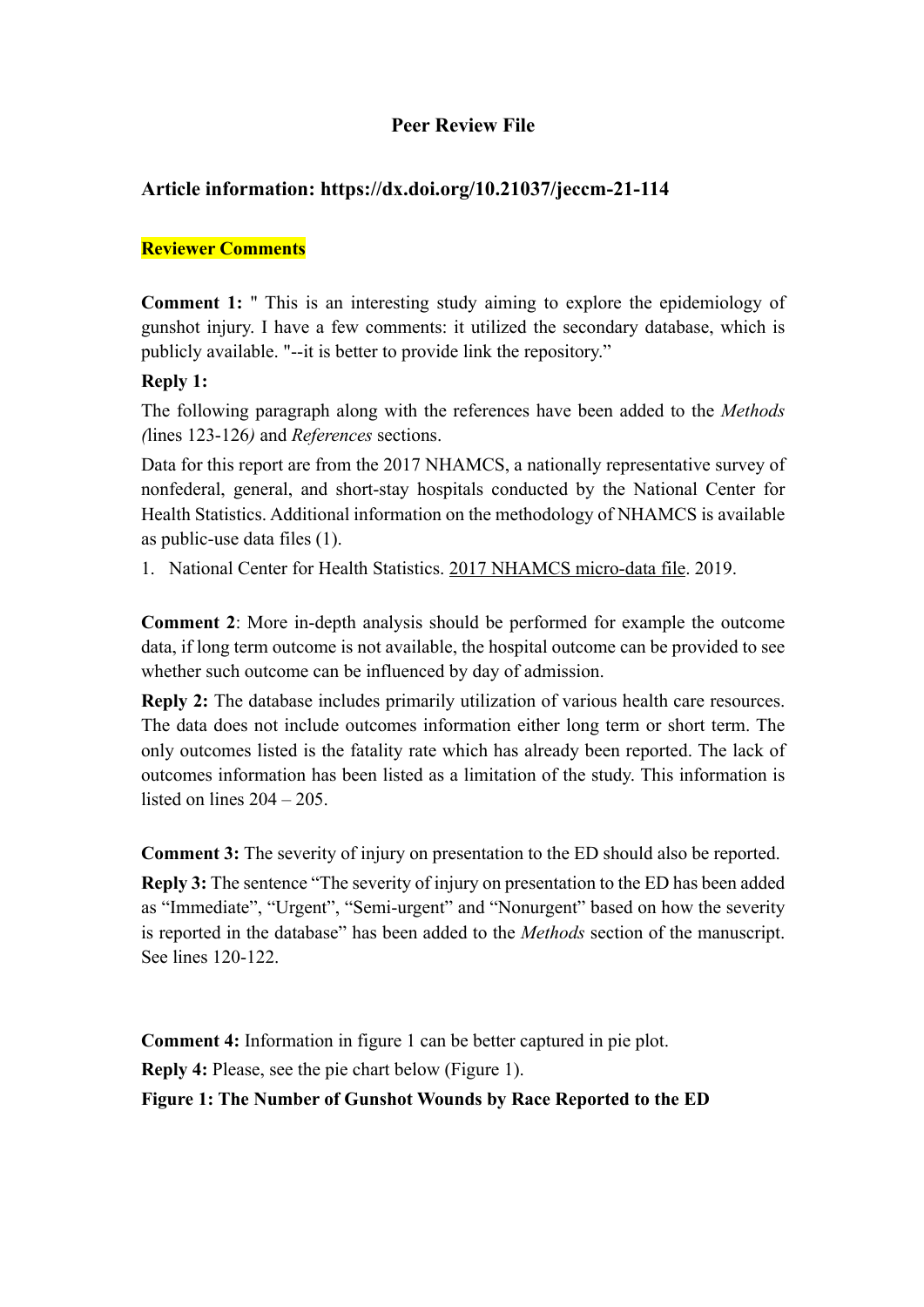# Peer Review File

## Article information: https://dx.doi.org/10.21037/jeccm-21-114

**Reviewer Comments**

**Comment 1:** " This is an interesting study aiming to explore the epidemiology of gunshot injury. I have a few comments: it utilized the secondary database, which is publicly available. "--it is better to provide link the repository."

**Reply 1:**

The following paragraph along with the references have been added to the *Methods (*lines 123-126*)* and *References* sections.

Data for this report are from the 2017 NHAMCS, a nationally representative survey of nonfederal, general, and short-stay hospitals conducted by the National Center for Health Statistics. Additional information on the methodology of NHAMCS is available as public-use data files (1).

1. National Center for Health Statistics. 2017 NHAMCS micro-data file. 2019.

**Comment 2**: More in-depth analysis should be performed for example the outcome data, if long term outcome is not available, the hospital outcome can be provided to see whether such outcome can be influenced by day of admission.

**Reply 2:** The database includes primarily utilization of various health care resources. The data does not include outcomes information either long term or short term. The only outcomes listed is the fatality rate which has already been reported. The lack of outcomes information has been listed as a limitation of the study. This information is listed on lines 204 – 205.

**Comment 3:** The severity of injury on presentation to the ED should also be reported.

**Reply 3:** The sentence "The severity of injury on presentation to the ED has been added as "Immediate", "Urgent", "Semi-urgent" and "Nonurgent" based on how the severity is reported in the database" has been added to the *Methods* section of the manuscript. See lines 120-122.

**Comment 4:** Information in figure 1 can be better captured in pie plot.

**Reply 4:** Please, see the pie chart below (Figure 1).

**Figure 1: The Number of Gunshot Wounds by Race Reported to the ED**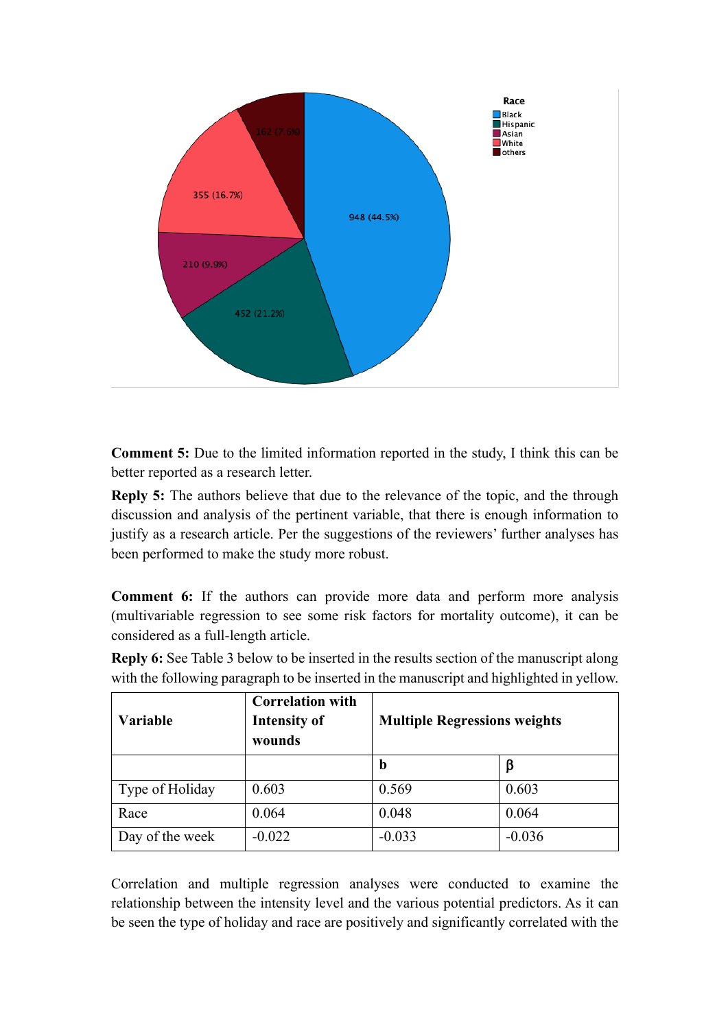Comment 5: Due to the limited information reported in the study, I think this can be better reported as a research letter.

**Reply 5:** The authors believe that due to the relevance of the topic, and the through discussion and analysis of the pertinent variable, that there is enough information to justify as a research article. Per the suggestions of the reviewers' further analyses has been performed to make the study more robust.

**Comment 6:** If the authors can provide more data and perform more analysis (multivariable regression to see some risk factors for mortality outcome), it can be considered as a full-length article.

**Reply 6:** See Table 3 below to be inserted in the results section of the manuscript along with the following paragraph to be inserted in the manuscript and highlighted in yellow.

| Variable | Correlation with Intensity of wounds | Multiple Regressions weights | |
|---|---|---|---|
| | | b | β |
| Type of Holiday | 0.603 | 0.569 | 0.603 |
| Race | 0.064 | 0.048 | 0.064 |
| Day of the week | -0.022 | -0.033 | -0.036 |

Correlation and multiple regression analyses were conducted to examine the relationship between the intensity level and the various potential predictors. As it can be seen the type of holiday and race are positively and significantly correlated with the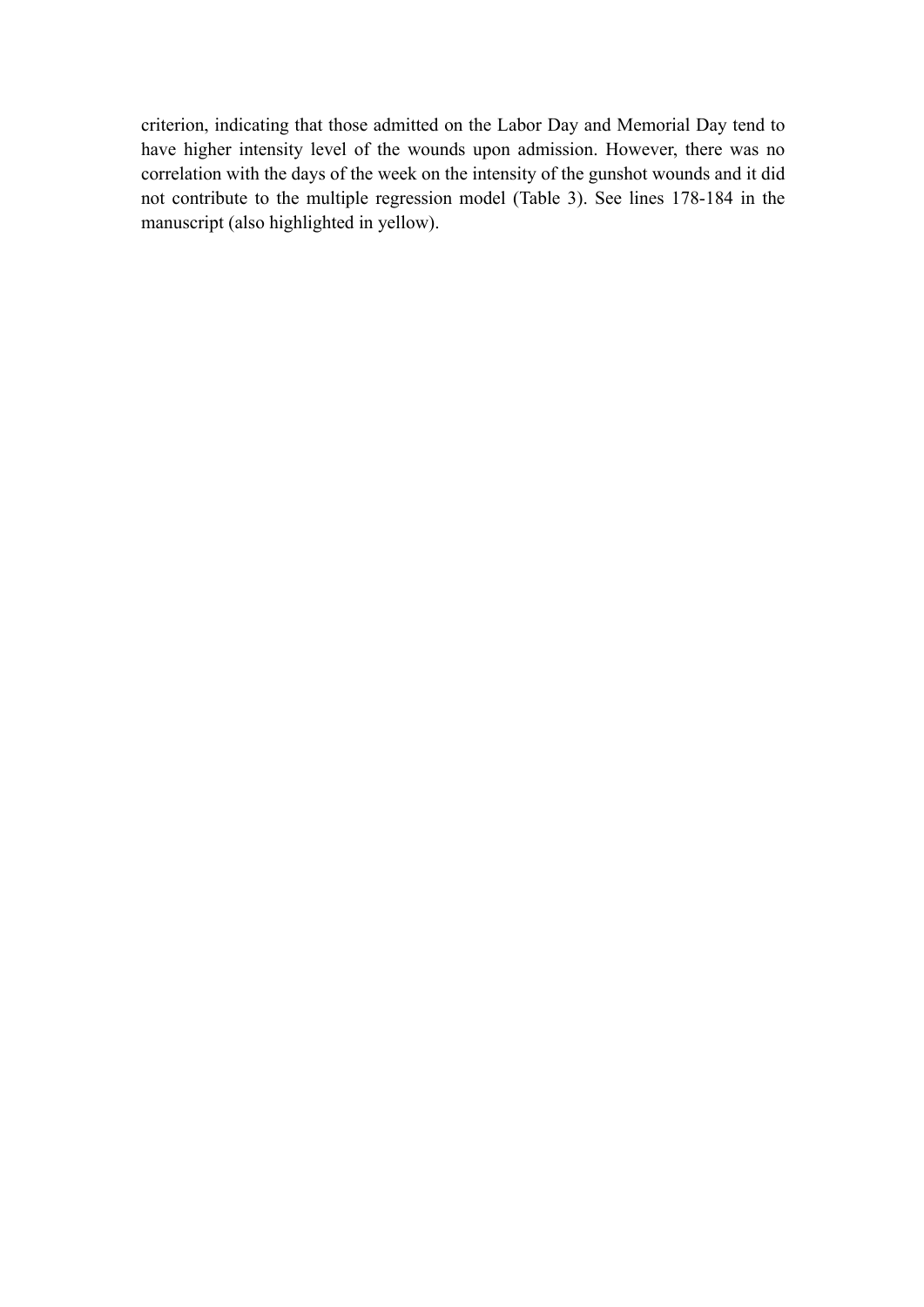criterion, indicating that those admitted on the Labor Day and Memorial Day tend to have higher intensity level of the wounds upon admission. However, there was no correlation with the days of the week on the intensity of the gunshot wounds and it did not contribute to the multiple regression model (Table 3). See lines 178-184 in the manuscript (also highlighted in yellow).